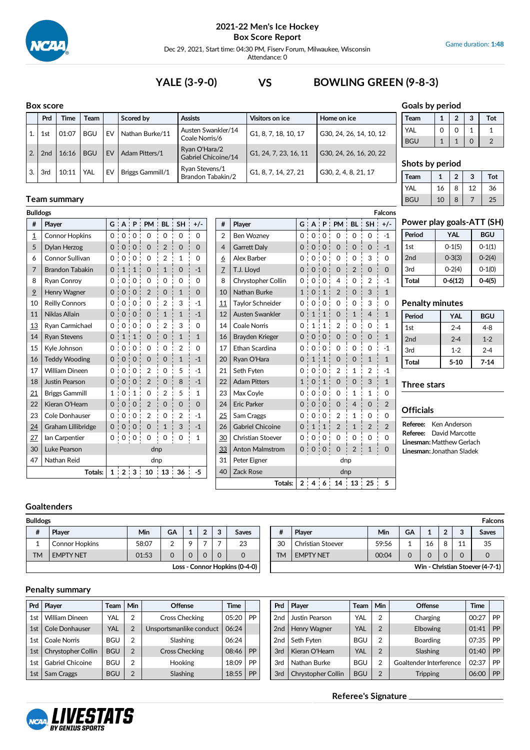# 2021-22 Men's Ice Hockey
## Box Score Report

Dec 29, 2021, Start time: 04:30 PM, Fiserv Forum, Milwaukee, Wisconsin
Attendance: 0

Game duration: **1:48**

## YALE (3-9-0) VS BOWLING GREEN (9-8-3)

### Box score

| | Prd | Time | Team | | Scored by | Assists | Visitors on ice | Home on ice |
|---|---|---|---|---|---|---|---|---|
| 1. | 1st | 01:07 | BGU | EV | Nathan Burke/11 | Austen Swankler/14 Coale Norris/6 | G1, 8, 7, 18, 10, 17 | G30, 24, 26, 14, 10, 12 |
| 2. | 2nd | 16:16 | BGU | EV | Adam Pitters/1 | Ryan O'Hara/2 Gabriel Chicoine/14 | G1, 24, 7, 23, 16, 11 | G30, 24, 26, 16, 20, 22 |
| 3. | 3rd | 10:11 | YAL | EV | Briggs Gammill/1 | Ryan Stevens/1 Brandon Tabakin/2 | G1, 8, 7, 14, 27, 21 | G30, 2, 4, 8, 21, 17 |

### Goals by period

| Team | 1 | 2 | 3 | Tot |
|---|---|---|---|---|
| YAL | 0 | 0 | 1 | 1 |
| BGU | 1 | 1 | 0 | 2 |

### Shots by period

| Team | 1 | 2 | 3 | Tot |
|---|---|---|---|---|
| YAL | 16 | 8 | 12 | 36 |
| BGU | 10 | 8 | 7 | 25 |

### Team summary

**Bulldogs**

| # | Player | G | A | P | PM | BL | SH | +/- |
|---|---|---|---|---|---|---|---|---|
| 1 | Connor Hopkins | 0 | 0 | 0 | 0 | 0 | 0 | 0 |
| 5 | Dylan Herzog | 0 | 0 | 0 | 0 | 2 | 0 | 0 |
| 6 | Connor Sullivan | 0 | 0 | 0 | 0 | 2 | 1 | 0 |
| 7 | Brandon Tabakin | 0 | 1 | 1 | 0 | 1 | 0 | -1 |
| 8 | Ryan Conroy | 0 | 0 | 0 | 0 | 0 | 0 | 0 |
| 9 | Henry Wagner | 0 | 0 | 0 | 2 | 0 | 1 | 0 |
| 10 | Reilly Connors | 0 | 0 | 0 | 0 | 2 | 3 | -1 |
| 11 | Niklas Allain | 0 | 0 | 0 | 0 | 1 | 1 | -1 |
| 13 | Ryan Carmichael | 0 | 0 | 0 | 0 | 2 | 3 | 0 |
| 14 | Ryan Stevens | 0 | 1 | 1 | 0 | 0 | 1 | 1 |
| 15 | Kyle Johnson | 0 | 0 | 0 | 0 | 0 | 2 | 0 |
| 16 | Teddy Wooding | 0 | 0 | 0 | 0 | 0 | 1 | -1 |
| 17 | William Dineen | 0 | 0 | 0 | 2 | 0 | 5 | -1 |
| 18 | Justin Pearson | 0 | 0 | 0 | 2 | 0 | 8 | -1 |
| 21 | Briggs Gammill | 1 | 0 | 1 | 0 | 2 | 5 | 1 |
| 22 | Kieran O'Hearn | 0 | 0 | 0 | 2 | 0 | 0 | 0 |
| 23 | Cole Donhauser | 0 | 0 | 0 | 2 | 0 | 2 | -1 |
| 24 | Graham Lillibridge | 0 | 0 | 0 | 0 | 1 | 3 | -1 |
| 27 | Ian Carpentier | 0 | 0 | 0 | 0 | 0 | 0 | 1 |
| 30 | Luke Pearson | dnp | | | | | | |
| 47 | Nathan Reid | dnp | | | | | | |
| | Totals: | 1 | 2 | 3 | 10 | 13 | 36 | -5 |

**Falcons**

| # | Player | G | A | P | PM | BL | SH | +/- |
|---|---|---|---|---|---|---|---|---|
| 2 | Ben Wozney | 0 | 0 | 0 | 0 | 0 | 0 | -1 |
| 4 | Garrett Daly | 0 | 0 | 0 | 0 | 0 | 0 | -1 |
| 6 | Alex Barber | 0 | 0 | 0 | 0 | 0 | 3 | 0 |
| 7 | T.J. Lloyd | 0 | 0 | 0 | 0 | 2 | 0 | 0 |
| 8 | Chrystopher Collin | 0 | 0 | 0 | 4 | 0 | 2 | -1 |
| 10 | Nathan Burke | 1 | 0 | 1 | 2 | 0 | 3 | 1 |
| 11 | Taylor Schneider | 0 | 0 | 0 | 0 | 0 | 3 | 0 |
| 12 | Austen Swankler | 0 | 1 | 1 | 0 | 1 | 4 | 1 |
| 14 | Coale Norris | 0 | 1 | 1 | 2 | 0 | 0 | 1 |
| 16 | Brayden Krieger | 0 | 0 | 0 | 0 | 0 | 0 | 1 |
| 17 | Ethan Scardina | 0 | 0 | 0 | 0 | 0 | 0 | -1 |
| 20 | Ryan O'Hara | 0 | 1 | 1 | 0 | 0 | 1 | 1 |
| 21 | Seth Fyten | 0 | 0 | 0 | 2 | 1 | 2 | -1 |
| 22 | Adam Pitters | 1 | 0 | 1 | 0 | 0 | 3 | 1 |
| 23 | Max Coyle | 0 | 0 | 0 | 0 | 1 | 1 | 0 |
| 24 | Eric Parker | 0 | 0 | 0 | 0 | 4 | 0 | 2 |
| 25 | Sam Craggs | 0 | 0 | 0 | 2 | 1 | 0 | 0 |
| 26 | Gabriel Chicoine | 0 | 1 | 1 | 2 | 1 | 2 | 2 |
| 30 | Christian Stoever | 0 | 0 | 0 | 0 | 0 | 0 | 0 |
| 33 | Anton Malmstrom | 0 | 0 | 0 | 0 | 2 | 1 | 0 |
| 31 | Peter Eigner | dnp | | | | | | |
| 40 | Zack Rose | dnp | | | | | | |
| | Totals: | 2 | 4 | 6 | 14 | 13 | 25 | 5 |

### Power play goals-ATT (SH)

| Period | YAL | BGU |
|---|---|---|
| 1st | 0-1(5) | 0-1(1) |
| 2nd | 0-3(3) | 0-2(4) |
| 3rd | 0-2(4) | 0-1(0) |
| **Total** | **0-6(12)** | **0-4(5)** |

### Penalty minutes

| Period | YAL | BGU |
|---|---|---|
| 1st | 2-4 | 4-8 |
| 2nd | 2-4 | 1-2 |
| 3rd | 1-2 | 2-4 |
| **Total** | **5-10** | **7-14** |

### Three stars

### Officials

**Referee:** Ken Anderson
**Referee:** David Marcotte
**Linesman:** Matthew Gerlach
**Linesman:** Jonathan Sladek

### Goaltenders

**Bulldogs**

| # | Player | Min | GA | 1 | 2 | 3 | Saves |
|---|---|---|---|---|---|---|---|
| 1 | Connor Hopkins | 58:07 | 2 | 9 | 7 | 7 | 23 |
| TM | EMPTY NET | 01:53 | 0 | 0 | 0 | 0 | 0 |

Loss - Connor Hopkins (0-4-0)

**Falcons**

| # | Player | Min | GA | 1 | 2 | 3 | Saves |
|---|---|---|---|---|---|---|---|
| 30 | Christian Stoever | 59:56 | 1 | 16 | 8 | 11 | 35 |
| TM | EMPTY NET | 00:04 | 0 | 0 | 0 | 0 | 0 |

Win - Christian Stoever (4-7-1)

### Penalty summary

| Prd | Player | Team | Min | Offense | Time | |
|---|---|---|---|---|---|---|
| 1st | William Dineen | YAL | 2 | Cross Checking | 05:20 | PP |
| 1st | Cole Donhauser | YAL | 2 | Unsportsmanlike conduct | 06:24 | |
| 1st | Coale Norris | BGU | 2 | Slashing | 06:24 | |
| 1st | Chrystopher Collin | BGU | 2 | Cross Checking | 08:46 | PP |
| 1st | Gabriel Chicoine | BGU | 2 | Hooking | 18:09 | PP |
| 1st | Sam Craggs | BGU | 2 | Slashing | 18:55 | PP |
| 2nd | Justin Pearson | YAL | 2 | Charging | 00:27 | PP |
| 2nd | Henry Wagner | YAL | 2 | Elbowing | 01:41 | PP |
| 2nd | Seth Fyten | BGU | 2 | Boarding | 07:35 | PP |
| 3rd | Kieran O'Hearn | YAL | 2 | Slashing | 01:40 | PP |
| 3rd | Nathan Burke | BGU | 2 | Goaltender Interference | 02:37 | PP |
| 3rd | Chrystopher Collin | BGU | 2 | Tripping | 06:00 | PP |

**Referee's Signature** ____________________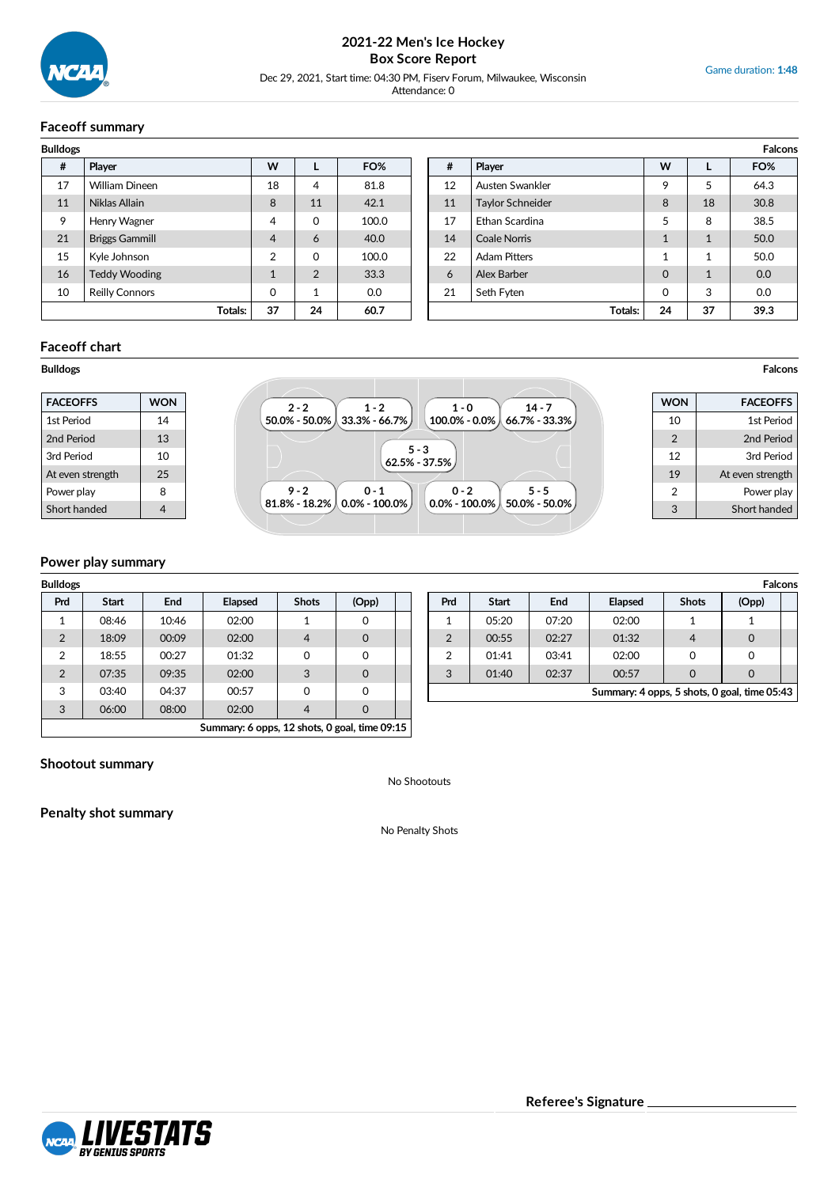# 2021-22 Men's Ice Hockey
## Box Score Report

Dec 29, 2021, Start time: 04:30 PM, Fiserv Forum, Milwaukee, Wisconsin
Attendance: 0

Game duration: **1:48**

## Faceoff summary

**Bulldogs**

| # | Player | W | L | FO% |
|---|---|---|---|---|
| 17 | William Dineen | 18 | 4 | 81.8 |
| 11 | Niklas Allain | 8 | 11 | 42.1 |
| 9 | Henry Wagner | 4 | 0 | 100.0 |
| 21 | Briggs Gammill | 4 | 6 | 40.0 |
| 15 | Kyle Johnson | 2 | 0 | 100.0 |
| 16 | Teddy Wooding | 1 | 2 | 33.3 |
| 10 | Reilly Connors | 0 | 1 | 0.0 |
| | Totals: | 37 | 24 | 60.7 |

**Falcons**

| # | Player | W | L | FO% |
|---|---|---|---|---|
| 12 | Austen Swankler | 9 | 5 | 64.3 |
| 11 | Taylor Schneider | 8 | 18 | 30.8 |
| 17 | Ethan Scardina | 5 | 8 | 38.5 |
| 14 | Coale Norris | 1 | 1 | 50.0 |
| 22 | Adam Pitters | 1 | 1 | 50.0 |
| 6 | Alex Barber | 0 | 1 | 0.0 |
| 21 | Seth Fyten | 0 | 3 | 0.0 |
| | Totals: | 24 | 37 | 39.3 |

## Faceoff chart

**Bulldogs**

| FACEOFFS | WON |
|---|---|
| 1st Period | 14 |
| 2nd Period | 13 |
| 3rd Period | 10 |
| At even strength | 25 |
| Power play | 8 |
| Short handed | 4 |

2 - 2
50.0% - 50.0%

1 - 2
33.3% - 66.7%

1 - 0
100.0% - 0.0%

14 - 7
66.7% - 33.3%

5 - 3
62.5% - 37.5%

9 - 2
81.8% - 18.2%

0 - 1
0.0% - 100.0%

0 - 2
0.0% - 100.0%

5 - 5
50.0% - 50.0%

**Falcons**

| WON | FACEOFFS |
|---|---|
| 10 | 1st Period |
| 2 | 2nd Period |
| 12 | 3rd Period |
| 19 | At even strength |
| 2 | Power play |
| 3 | Short handed |

## Power play summary

**Bulldogs**

| Prd | Start | End | Elapsed | Shots | (Opp) |
|---|---|---|---|---|---|
| 1 | 08:46 | 10:46 | 02:00 | 1 | 0 |
| 2 | 18:09 | 00:09 | 02:00 | 4 | 0 |
| 2 | 18:55 | 00:27 | 01:32 | 0 | 0 |
| 2 | 07:35 | 09:35 | 02:00 | 3 | 0 |
| 3 | 03:40 | 04:37 | 00:57 | 0 | 0 |
| 3 | 06:00 | 08:00 | 02:00 | 4 | 0 |

Summary: 6 opps, 12 shots, 0 goal, time 09:15

**Falcons**

| Prd | Start | End | Elapsed | Shots | (Opp) |
|---|---|---|---|---|---|
| 1 | 05:20 | 07:20 | 02:00 | 1 | 1 |
| 2 | 00:55 | 02:27 | 01:32 | 4 | 0 |
| 2 | 01:41 | 03:41 | 02:00 | 0 | 0 |
| 3 | 01:40 | 02:37 | 00:57 | 0 | 0 |

Summary: 4 opps, 5 shots, 0 goal, time 05:43

## Shootout summary

No Shootouts

## Penalty shot summary

No Penalty Shots

**Referee's Signature** ____________________